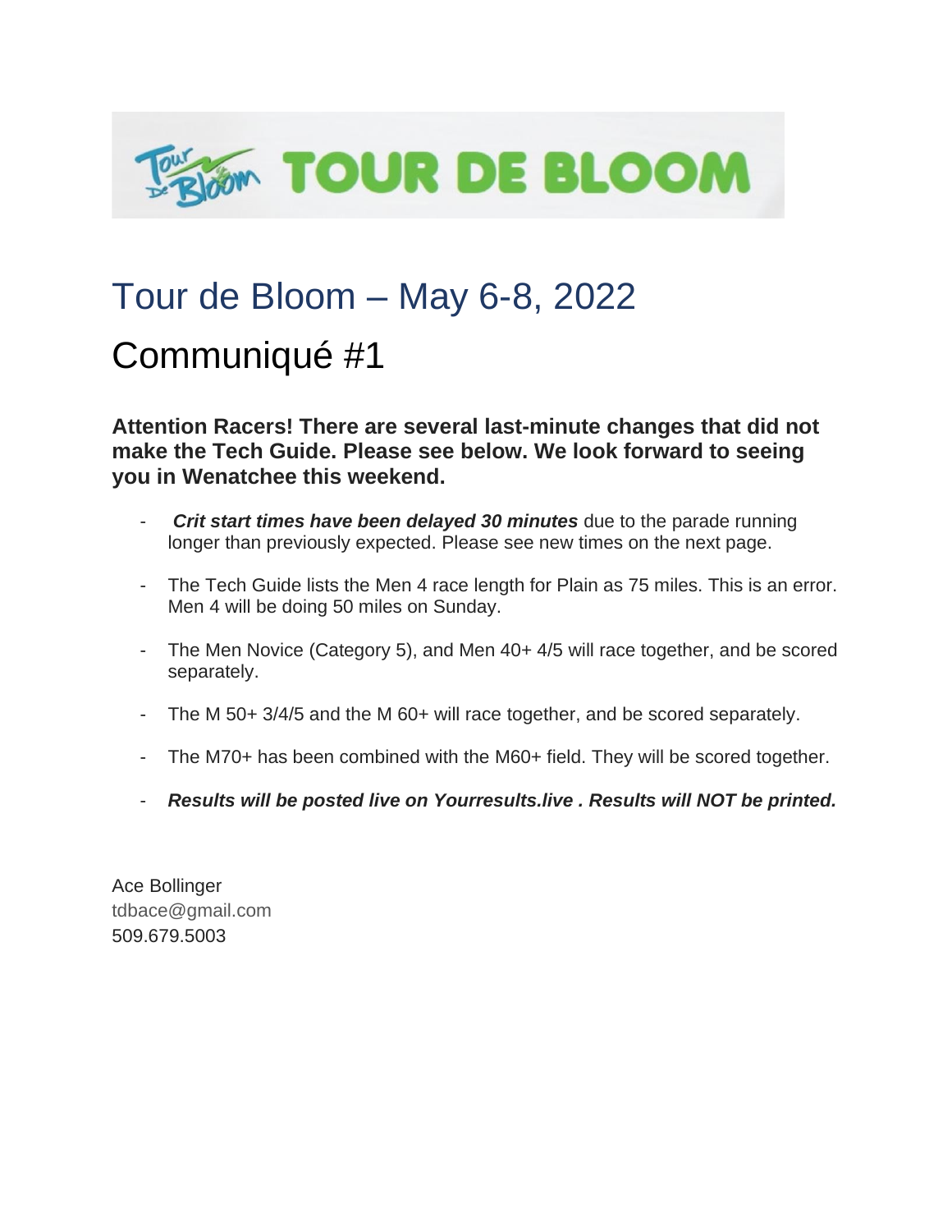# TOUR DE BLOOM

# Tour de Bloom – May 6-8, 2022

## Communiqué #1

**Attention Racers! There are several last-minute changes that did not make the Tech Guide. Please see below. We look forward to seeing you in Wenatchee this weekend.**

- ***Crit start times have been delayed 30 minutes*** due to the parade running longer than previously expected. Please see new times on the next page.
- The Tech Guide lists the Men 4 race length for Plain as 75 miles. This is an error. Men 4 will be doing 50 miles on Sunday.
- The Men Novice (Category 5), and Men 40+ 4/5 will race together, and be scored separately.
- The M 50+ 3/4/5 and the M 60+ will race together, and be scored separately.
- The M70+ has been combined with the M60+ field. They will be scored together.
- ***Results will be posted live on Yourresults.live . Results will NOT be printed.***

Ace Bollinger
tdbace@gmail.com
509.679.5003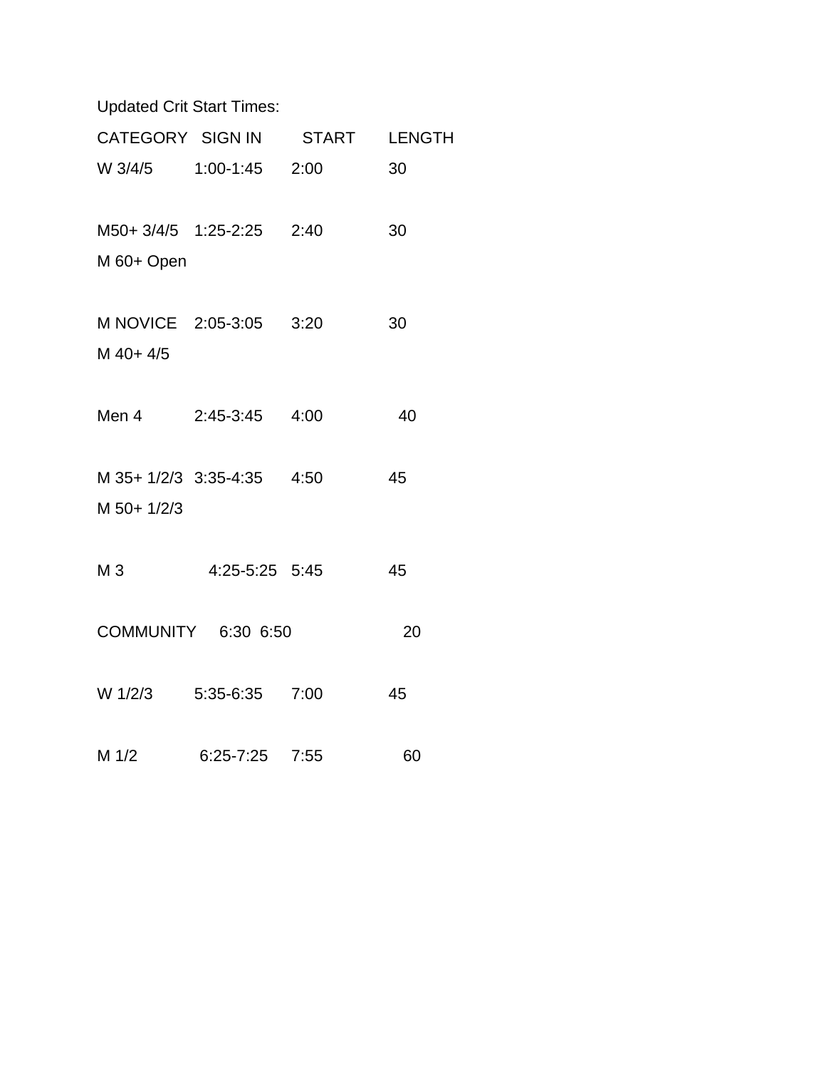Updated Crit Start Times:

| CATEGORY | SIGN IN | START | LENGTH |
|---|---|---|---|
| W 3/4/5 | 1:00-1:45 | 2:00 | 30 |
| M50+ 3/4/5<br>M 60+ Open | 1:25-2:25 | 2:40 | 30 |
| M NOVICE<br>M 40+ 4/5 | 2:05-3:05 | 3:20 | 30 |
| Men 4 | 2:45-3:45 | 4:00 | 40 |
| M 35+ 1/2/3<br>M 50+ 1/2/3 | 3:35-4:35 | 4:50 | 45 |
| M 3 | 4:25-5:25 | 5:45 | 45 |
| COMMUNITY | 6:30 | 6:50 | 20 |
| W 1/2/3 | 5:35-6:35 | 7:00 | 45 |
| M 1/2 | 6:25-7:25 | 7:55 | 60 |